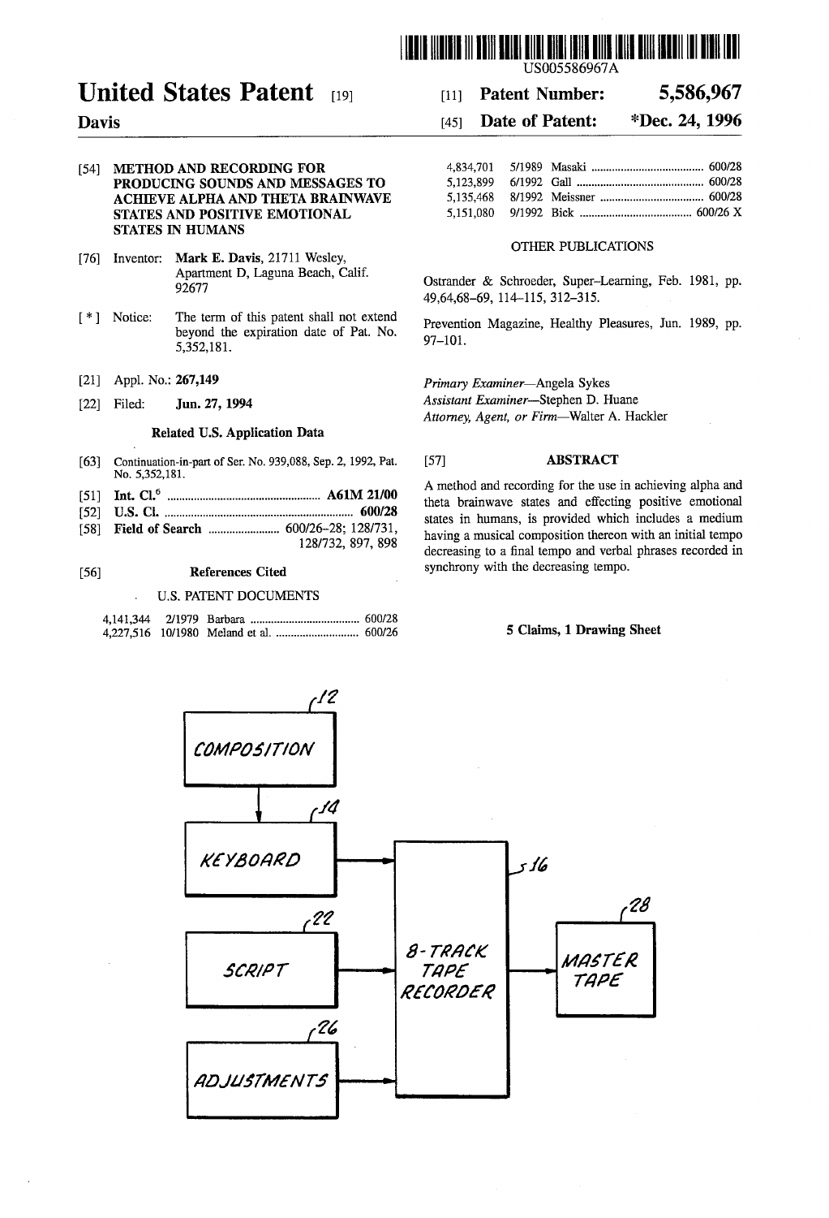US005586967A

# United States Patent [19]

**Davis**

[11] **Patent Number: 5,586,967**

[45] **Date of Patent: \*Dec. 24, 1996**

[54] **METHOD AND RECORDING FOR PRODUCING SOUNDS AND MESSAGES TO ACHIEVE ALPHA AND THETA BRAINWAVE STATES AND POSITIVE EMOTIONAL STATES IN HUMANS**

[76] Inventor: **Mark E. Davis**, 21711 Wesley, Apartment D, Laguna Beach, Calif. 92677

[ * ] Notice: The term of this patent shall not extend beyond the expiration date of Pat. No. 5,352,181.

[21] Appl. No.: **267,149**

[22] Filed: **Jun. 27, 1994**

### Related U.S. Application Data

[63] Continuation-in-part of Ser. No. 939,088, Sep. 2, 1992, Pat. No. 5,352,181.

[51] **Int. Cl.**[6] .................................................. **A61M 21/00**

[52] **U.S. Cl.** ................................................................ **600/28**

[58] **Field of Search** ........................ 600/26–28; 128/731, 128/732, 897, 898

[56] **References Cited**

U.S. PATENT DOCUMENTS

| | | | |
|---|---|---|---|
| 4,141,344 | 2/1979 | Barbara | 600/28 |
| 4,227,516 | 10/1980 | Meland et al. | 600/26 |
| 4,834,701 | 5/1989 | Masaki | 600/28 |
| 5,123,899 | 6/1992 | Gall | 600/28 |
| 5,135,468 | 8/1992 | Meissner | 600/28 |
| 5,151,080 | 9/1992 | Bick | 600/26 X |

OTHER PUBLICATIONS

Ostrander & Schroeder, Super–Learning, Feb. 1981, pp. 49,64,68–69, 114–115, 312–315.

Prevention Magazine, Healthy Pleasures, Jun. 1989, pp. 97–101.

*Primary Examiner*—Angela Sykes
*Assistant Examiner*—Stephen D. Huane
*Attorney, Agent, or Firm*—Walter A. Hackler

[57] **ABSTRACT**

A method and recording for the use in achieving alpha and theta brainwave states and effecting positive emotional states in humans, is provided which includes a medium having a musical composition thereon with an initial tempo decreasing to a final tempo and verbal phrases recorded in synchrony with the decreasing tempo.

**5 Claims, 1 Drawing Sheet**

12 COMPOSITION → 14 KEYBOARD → 16 8-TRACK TAPE RECORDER → 28 MASTER TAPE

22 SCRIPT → 16 8-TRACK TAPE RECORDER

26 ADJUSTMENTS → 16 8-TRACK TAPE RECORDER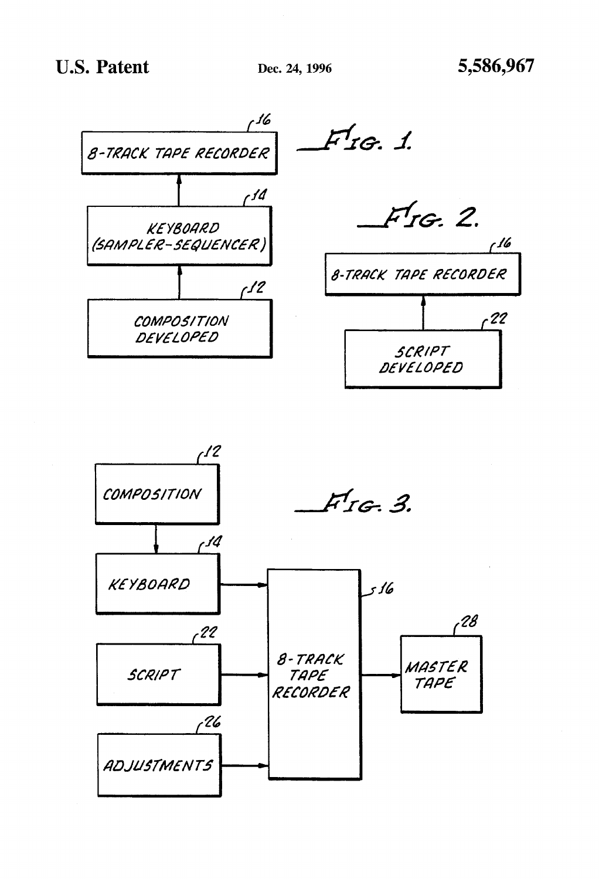FIG. 1.

16 — 8-TRACK TAPE RECORDER

14 — KEYBOARD (SAMPLER-SEQUENCER)

12 — COMPOSITION DEVELOPED

FIG. 2.

16 — 8-TRACK TAPE RECORDER

22 — SCRIPT DEVELOPED

FIG. 3.

12 — COMPOSITION

14 — KEYBOARD

22 — SCRIPT

26 — ADJUSTMENTS

16 — 8-TRACK TAPE RECORDER

28 — MASTER TAPE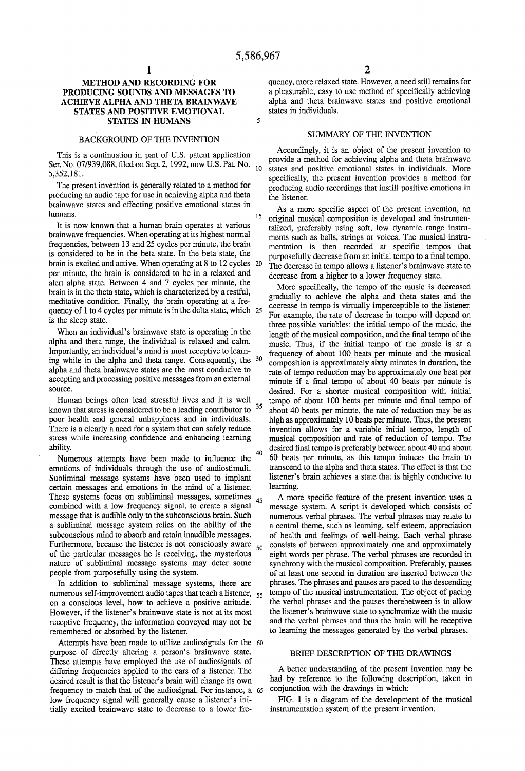# METHOD AND RECORDING FOR PRODUCING SOUNDS AND MESSAGES TO ACHIEVE ALPHA AND THETA BRAINWAVE STATES AND POSITIVE EMOTIONAL STATES IN HUMANS

## BACKGROUND OF THE INVENTION

This is a continuation in part of U.S. patent application Ser. No. 07/939,088, filed on Sep. 2, 1992, now U.S. Pat. No. 5,352,181.

The present invention is generally related to a method for producing an audio tape for use in achieving alpha and theta brainwave states and effecting positive emotional states in humans.

It is now known that a human brain operates at various brainwave frequencies. When operating at its highest normal frequencies, between 13 and 25 cycles per minute, the brain is considered to be in the beta state. In the beta state, the brain is excited and active. When operating at 8 to 12 cycles per minute, the brain is considered to be in a relaxed and alert alpha state. Between 4 and 7 cycles per minute, the brain is in the theta state, which is characterized by a restful, meditative condition. Finally, the brain operating at a frequency of 1 to 4 cycles per minute is in the delta state, which is the sleep state.

When an individual's brainwave state is operating in the alpha and theta range, the individual is relaxed and calm. Importantly, an individual's mind is most receptive to learning while in the alpha and theta range. Consequently, the alpha and theta brainwave states are the most conducive to accepting and processing positive messages from an external source.

Human beings often lead stressful lives and it is well known that stress is considered to be a leading contributor to poor health and general unhappiness and in individuals. There is a clearly a need for a system that can safely reduce stress while increasing confidence and enhancing learning ability.

Numerous attempts have been made to influence the emotions of individuals through the use of audiostimuli. Subliminal message systems have been used to implant certain messages and emotions in the mind of a listener. These systems focus on subliminal messages, sometimes combined with a low frequency signal, to create a signal message that is audible only to the subconscious brain. Such a subliminal message system relies on the ability of the subconscious mind to absorb and retain inaudible messages. Furthermore, because the listener is not consciously aware of the particular messages he is receiving, the mysterious nature of subliminal message systems may deter some people from purposefully using the system.

In addition to subliminal message systems, there are numerous self-improvement audio tapes that teach a listener, on a conscious level, how to achieve a positive attitude. However, if the listener's brainwave state is not at its most receptive frequency, the information conveyed may not be remembered or absorbed by the listener.

Attempts have been made to utilize audiosignals for the purpose of directly altering a person's brainwave state. These attempts have employed the use of audiosignals of differing frequencies applied to the ears of a listener. The desired result is that the listener's brain will change its own frequency to match that of the audiosignal. For instance, a low frequency signal will generally cause a listener's initially excited brainwave state to decrease to a lower frequency, more relaxed state. However, a need still remains for a pleasurable, easy to use method of specifically achieving alpha and theta brainwave states and positive emotional states in individuals.

## SUMMARY OF THE INVENTION

Accordingly, it is an object of the present invention to provide a method for achieving alpha and theta brainwave states and positive emotional states in individuals. More specifically, the present invention provides a method for producing audio recordings that instill positive emotions in the listener.

As a more specific aspect of the present invention, an original musical composition is developed and instrumentalized, preferably using soft, low dynamic range instruments such as bells, strings or voices. The musical instrumentation is then recorded at specific tempos that purposefully decrease from an initial tempo to a final tempo. The decrease in tempo allows a listener's brainwave state to decrease from a higher to a lower frequency state.

More specifically, the tempo of the music is decreased gradually to achieve the alpha and theta states and the decrease in tempo is virtually imperceptible to the listener. For example, the rate of decrease in tempo will depend on three possible variables: the initial tempo of the music, the length of the musical composition, and the final tempo of the music. Thus, if the initial tempo of the music is at a frequency of about 100 beats per minute and the musical composition is approximately sixty minutes in duration, the rate of tempo reduction may be approximately one beat per minute if a final tempo of about 40 beats per minute is desired. For a shorter musical composition with initial tempo of about 100 beats per minute and final tempo of about 40 beats per minute, the rate of reduction may be as high as approximately 10 beats per minute. Thus, the present invention allows for a variable initial tempo, length of musical composition and rate of reduction of tempo. The desired final tempo is preferably between about 40 and about 60 beats per minute, as this tempo induces the brain to transcend to the alpha and theta states. The effect is that the listener's brain achieves a state that is highly conducive to learning.

A more specific feature of the present invention uses a message system. A script is developed which consists of numerous verbal phrases. The verbal phrases may relate to a central theme, such as learning, self esteem, appreciation of health and feelings of well-being. Each verbal phrase consists of between approximately one and approximately eight words per phrase. The verbal phrases are recorded in synchrony with the musical composition. Preferably, pauses of at least one second in duration are inserted between the phrases. The phrases and pauses are paced to the descending tempo of the musical instrumentation. The object of pacing the verbal phrases and the pauses therebetween is to allow the listener's brainwave state to synchronize with the music and the verbal phrases and thus the brain will be receptive to learning the messages generated by the verbal phrases.

## BRIEF DESCRIPTION OF THE DRAWINGS

A better understanding of the present invention may be had by reference to the following description, taken in conjunction with the drawings in which:

FIG. 1 is a diagram of the development of the musical instrumentation system of the present invention.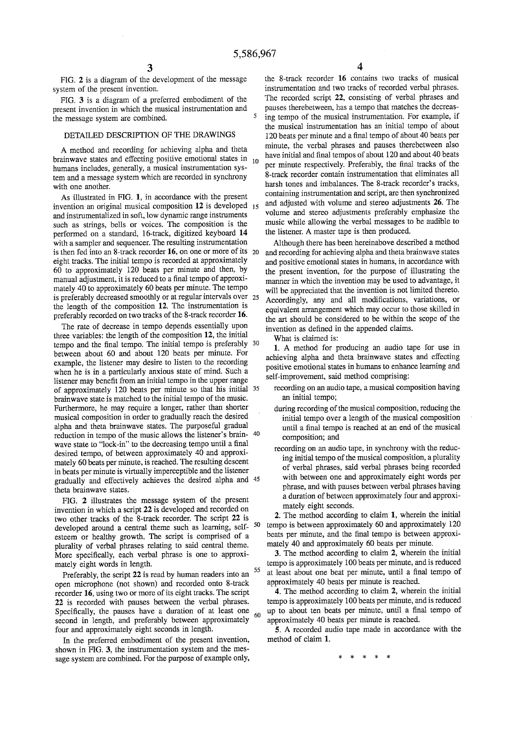FIG. 2 is a diagram of the development of the message system of the present invention.

FIG. 3 is a diagram of a preferred embodiment of the present invention in which the musical instrumentation and the message system are combined.

## DETAILED DESCRIPTION OF THE DRAWINGS

A method and recording for achieving alpha and theta brainwave states and effecting positive emotional states in humans includes, generally, a musical instrumentation system and a message system which are recorded in synchrony with one another.

As illustrated in FIG. 1, in accordance with the present invention an original musical composition **12** is developed and instrumentalized in soft, low dynamic range instruments such as strings, bells or voices. The composition is the performed on a standard, 16-track, digitized keyboard **14** with a sampler and sequencer. The resulting instrumentation is then fed into an 8-track recorder **16**, on one or more of its eight tracks. The initial tempo is recorded at approximately 60 to approximately 120 beats per minute and then, by manual adjustment, it is reduced to a final tempo of approximately 40 to approximately 60 beats per minute. The tempo is preferably decreased smoothly or at regular intervals over the length of the composition **12**. The instrumentation is preferably recorded on two tracks of the 8-track recorder **16**.

The rate of decrease in tempo depends essentially upon three variables: the length of the composition **12**, the initial tempo and the final tempo. The initial tempo is preferably between about 60 and about 120 beats per minute. For example, the listener may desire to listen to the recording when he is in a particularly anxious state of mind. Such a listener may benefit from an initial tempo in the upper range of approximately 120 beats per minute so that his initial brainwave state is matched to the initial tempo of the music. Furthermore, he may require a longer, rather than shorter musical composition in order to gradually reach the desired alpha and theta brainwave states. The purposeful gradual reduction in tempo of the music allows the listener's brainwave state to "lock-in" to the decreasing tempo until a final desired tempo, of between approximately 40 and approximately 60 beats per minute, is reached. The resulting descent in beats per minute is virtually imperceptible and the listener gradually and effectively achieves the desired alpha and theta brainwave states.

FIG. 2 illustrates the message system of the present invention in which a script **22** is developed and recorded on two other tracks of the 8-track recorder. The script **22** is developed around a central theme such as learning, self-esteem or healthy growth. The script is comprised of a plurality of verbal phrases relating to said central theme. More specifically, each verbal phrase is one to approximately eight words in length.

Preferably, the script **22** is read by human readers into an open microphone (not shown) and recorded onto 8-track recorder **16**, using two or more of its eight tracks. The script **22** is recorded with pauses between the verbal phrases. Specifically, the pauses have a duration of at least one second in length, and preferably between approximately four and approximately eight seconds in length.

In the preferred embodiment of the present invention, shown in FIG. 3, the instrumentation system and the message system are combined. For the purpose of example only, the 8-track recorder **16** contains two tracks of musical instrumentation and two tracks of recorded verbal phrases. The recorded script **22**, consisting of verbal phrases and pauses therebetween, has a tempo that matches the decreasing tempo of the musical instrumentation. For example, if the musical instrumentation has an initial tempo of about 120 beats per minute and a final tempo of about 40 beats per minute, the verbal phrases and pauses therebetween also have initial and final tempos of about 120 and about 40 beats per minute respectively. Preferably, the final tracks of the 8-track recorder contain instrumentation that eliminates all harsh tones and imbalances. The 8-track recorder's tracks, containing instrumentation and script, are then synchronized and adjusted with volume and stereo adjustments **26**. The volume and stereo adjustments preferably emphasize the music while allowing the verbal messages to be audible to the listener. A master tape is then produced.

Although there has been hereinabove described a method and recording for achieving alpha and theta brainwave states and positive emotional states in humans, in accordance with the present invention, for the purpose of illustrating the manner in which the invention may be used to advantage, it will be appreciated that the invention is not limited thereto. Accordingly, any and all modifications, variations, or equivalent arrangement which may occur to those skilled in the art should be considered to be within the scope of the invention as defined in the appended claims.

What is claimed is:

**1**. A method for producing an audio tape for use in achieving alpha and theta brainwave states and effecting positive emotional states in humans to enhance learning and self-improvement, said method comprising:

recording on an audio tape, a musical composition having an initial tempo;

during recording of the musical composition, reducing the initial tempo over a length of the musical composition until a final tempo is reached at an end of the musical composition; and

recording on an audio tape, in synchrony with the reducing initial tempo of the musical composition, a plurality of verbal phrases, said verbal phrases being recorded with between one and approximately eight words per phrase, and with pauses between verbal phrases having a duration of between approximately four and approximately eight seconds.

**2**. The method according to claim **1**, wherein the initial tempo is between approximately 60 and approximately 120 beats per minute, and the final tempo is between approximately 40 and approximately 60 beats per minute.

**3**. The method according to claim **2**, wherein the initial tempo is approximately 100 beats per minute, and is reduced at least about one beat per minute, until a final tempo of approximately 40 beats per minute is reached.

**4**. The method according to claim **2**, wherein the initial tempo is approximately 100 beats per minute, and is reduced up to about ten beats per minute, until a final tempo of approximately 40 beats per minute is reached.

**5**. A recorded audio tape made in accordance with the method of claim **1**.

* * * * *